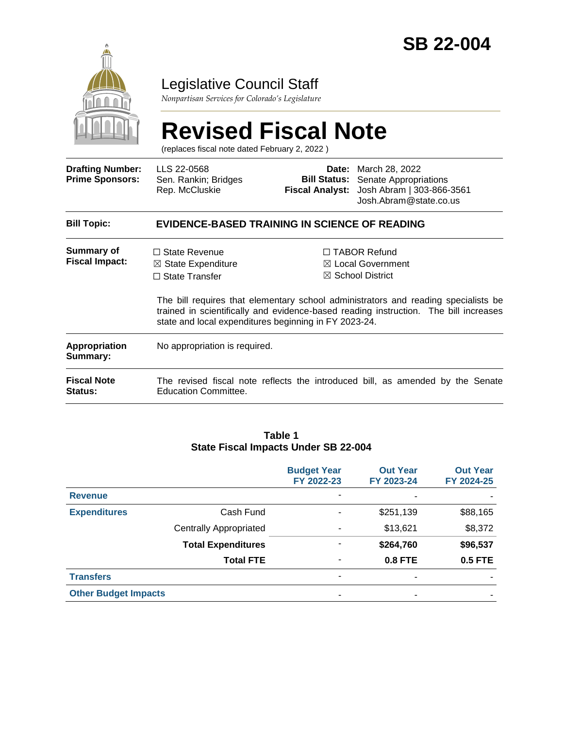# SB 22-004

## Legislative Council Staff

*Nonpartisan Services for Colorado's Legislature*

# Revised Fiscal Note

(replaces fiscal note dated February 2, 2022 )

| | | | |
|---|---|---|---|
| **Drafting Number:** | LLS 22-0568 | **Date:** | March 28, 2022 |
| **Prime Sponsors:** | Sen. Rankin; Bridges<br>Rep. McCluskie | **Bill Status:** | Senate Appropriations |
| | | **Fiscal Analyst:** | Josh Abram \| 303-866-3561<br>Josh.Abram@state.co.us |

| | |
|---|---|
| **Bill Topic:** | **EVIDENCE-BASED TRAINING IN SCIENCE OF READING** |
| **Summary of Fiscal Impact:** | ☐ State Revenue ☒ State Expenditure ☐ State Transfer ☐ TABOR Refund ☒ Local Government ☒ School District<br><br>The bill requires that elementary school administrators and reading specialists be trained in scientifically and evidence-based reading instruction. The bill increases state and local expenditures beginning in FY 2023-24. |
| **Appropriation Summary:** | No appropriation is required. |
| **Fiscal Note Status:** | The revised fiscal note reflects the introduced bill, as amended by the Senate Education Committee. |

**Table 1**
**State Fiscal Impacts Under SB 22-004**

| | | Budget Year FY 2022-23 | Out Year FY 2023-24 | Out Year FY 2024-25 |
|---|---|---|---|---|
| **Revenue** | | - | - | - |
| **Expenditures** | Cash Fund | - | $251,139 | $88,165 |
| | Centrally Appropriated | - | $13,621 | $8,372 |
| | **Total Expenditures** | - | **$264,760** | **$96,537** |
| | **Total FTE** | - | **0.8 FTE** | **0.5 FTE** |
| **Transfers** | | - | - | - |
| **Other Budget Impacts** | | - | - | - |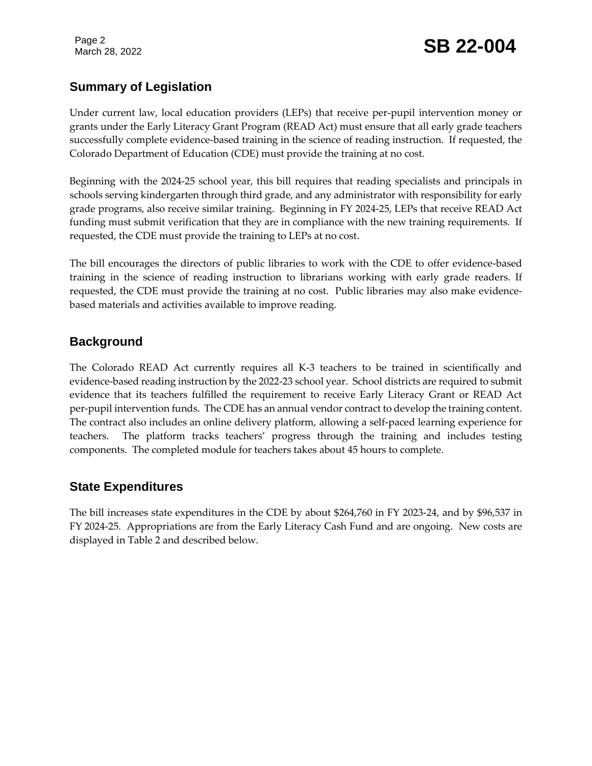## Summary of Legislation

Under current law, local education providers (LEPs) that receive per-pupil intervention money or grants under the Early Literacy Grant Program (READ Act) must ensure that all early grade teachers successfully complete evidence-based training in the science of reading instruction. If requested, the Colorado Department of Education (CDE) must provide the training at no cost.

Beginning with the 2024-25 school year, this bill requires that reading specialists and principals in schools serving kindergarten through third grade, and any administrator with responsibility for early grade programs, also receive similar training. Beginning in FY 2024-25, LEPs that receive READ Act funding must submit verification that they are in compliance with the new training requirements. If requested, the CDE must provide the training to LEPs at no cost.

The bill encourages the directors of public libraries to work with the CDE to offer evidence-based training in the science of reading instruction to librarians working with early grade readers. If requested, the CDE must provide the training at no cost. Public libraries may also make evidence-based materials and activities available to improve reading.

## Background

The Colorado READ Act currently requires all K-3 teachers to be trained in scientifically and evidence-based reading instruction by the 2022-23 school year. School districts are required to submit evidence that its teachers fulfilled the requirement to receive Early Literacy Grant or READ Act per-pupil intervention funds. The CDE has an annual vendor contract to develop the training content. The contract also includes an online delivery platform, allowing a self-paced learning experience for teachers. The platform tracks teachers' progress through the training and includes testing components. The completed module for teachers takes about 45 hours to complete.

## State Expenditures

The bill increases state expenditures in the CDE by about $264,760 in FY 2023-24, and by $96,537 in FY 2024-25. Appropriations are from the Early Literacy Cash Fund and are ongoing. New costs are displayed in Table 2 and described below.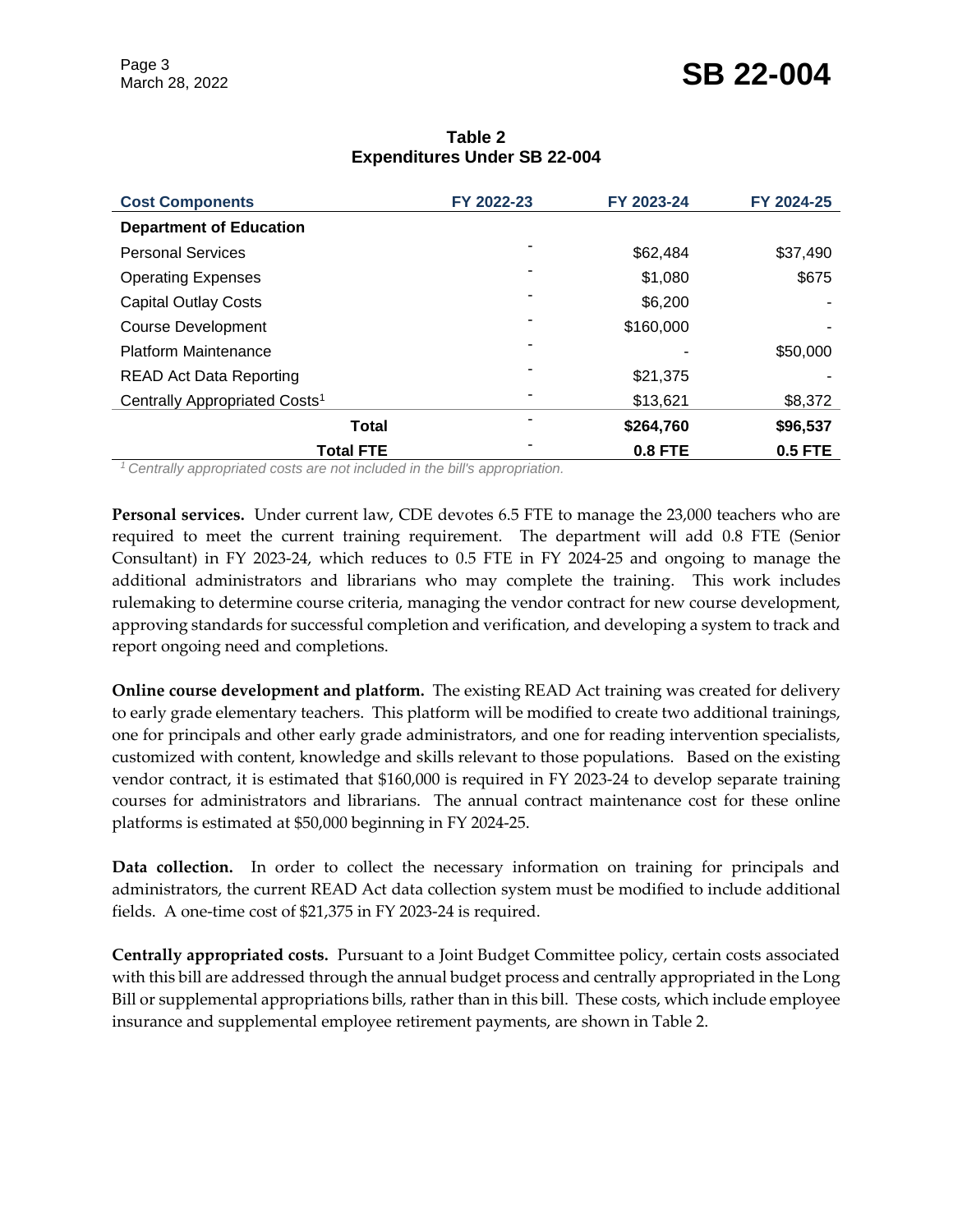**Table 2**
**Expenditures Under SB 22-004**

| Cost Components | FY 2022-23 | FY 2023-24 | FY 2024-25 |
|---|---|---|---|
| **Department of Education** | | | |
| Personal Services | - | $62,484 | $37,490 |
| Operating Expenses | - | $1,080 | $675 |
| Capital Outlay Costs | - | $6,200 | - |
| Course Development | - | $160,000 | - |
| Platform Maintenance | - | - | $50,000 |
| READ Act Data Reporting | - | $21,375 | - |
| Centrally Appropriated Costs[1] | - | $13,621 | $8,372 |
| **Total** | - | **$264,760** | **$96,537** |
| **Total FTE** | - | **0.8 FTE** | **0.5 FTE** |

*[1] Centrally appropriated costs are not included in the bill's appropriation.*

**Personal services.** Under current law, CDE devotes 6.5 FTE to manage the 23,000 teachers who are required to meet the current training requirement. The department will add 0.8 FTE (Senior Consultant) in FY 2023-24, which reduces to 0.5 FTE in FY 2024-25 and ongoing to manage the additional administrators and librarians who may complete the training. This work includes rulemaking to determine course criteria, managing the vendor contract for new course development, approving standards for successful completion and verification, and developing a system to track and report ongoing need and completions.

**Online course development and platform.** The existing READ Act training was created for delivery to early grade elementary teachers. This platform will be modified to create two additional trainings, one for principals and other early grade administrators, and one for reading intervention specialists, customized with content, knowledge and skills relevant to those populations. Based on the existing vendor contract, it is estimated that $160,000 is required in FY 2023-24 to develop separate training courses for administrators and librarians. The annual contract maintenance cost for these online platforms is estimated at $50,000 beginning in FY 2024-25.

**Data collection.** In order to collect the necessary information on training for principals and administrators, the current READ Act data collection system must be modified to include additional fields. A one-time cost of $21,375 in FY 2023-24 is required.

**Centrally appropriated costs.** Pursuant to a Joint Budget Committee policy, certain costs associated with this bill are addressed through the annual budget process and centrally appropriated in the Long Bill or supplemental appropriations bills, rather than in this bill. These costs, which include employee insurance and supplemental employee retirement payments, are shown in Table 2.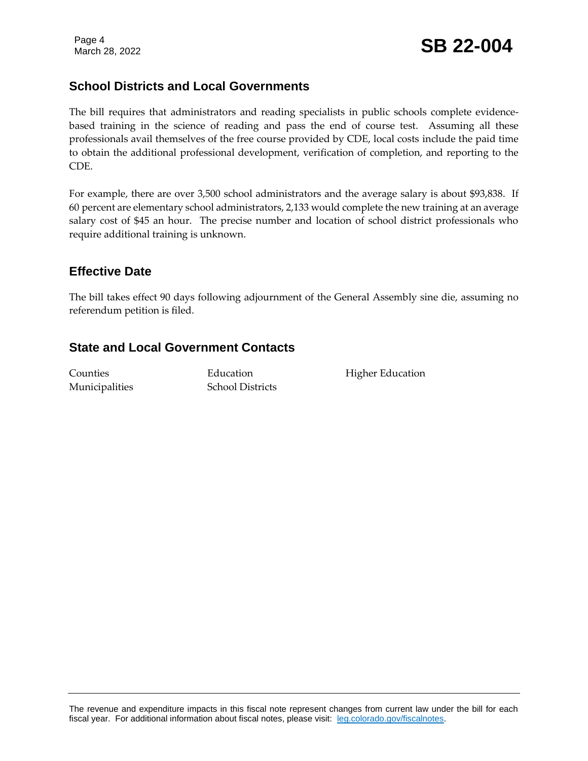## School Districts and Local Governments

The bill requires that administrators and reading specialists in public schools complete evidence-based training in the science of reading and pass the end of course test. Assuming all these professionals avail themselves of the free course provided by CDE, local costs include the paid time to obtain the additional professional development, verification of completion, and reporting to the CDE.

For example, there are over 3,500 school administrators and the average salary is about $93,838. If 60 percent are elementary school administrators, 2,133 would complete the new training at an average salary cost of $45 an hour. The precise number and location of school district professionals who require additional training is unknown.

## Effective Date

The bill takes effect 90 days following adjournment of the General Assembly sine die, assuming no referendum petition is filed.

## State and Local Government Contacts

| | | |
|---|---|---|
| Counties | Education | Higher Education |
| Municipalities | School Districts | |

The revenue and expenditure impacts in this fiscal note represent changes from current law under the bill for each fiscal year. For additional information about fiscal notes, please visit: leg.colorado.gov/fiscalnotes.